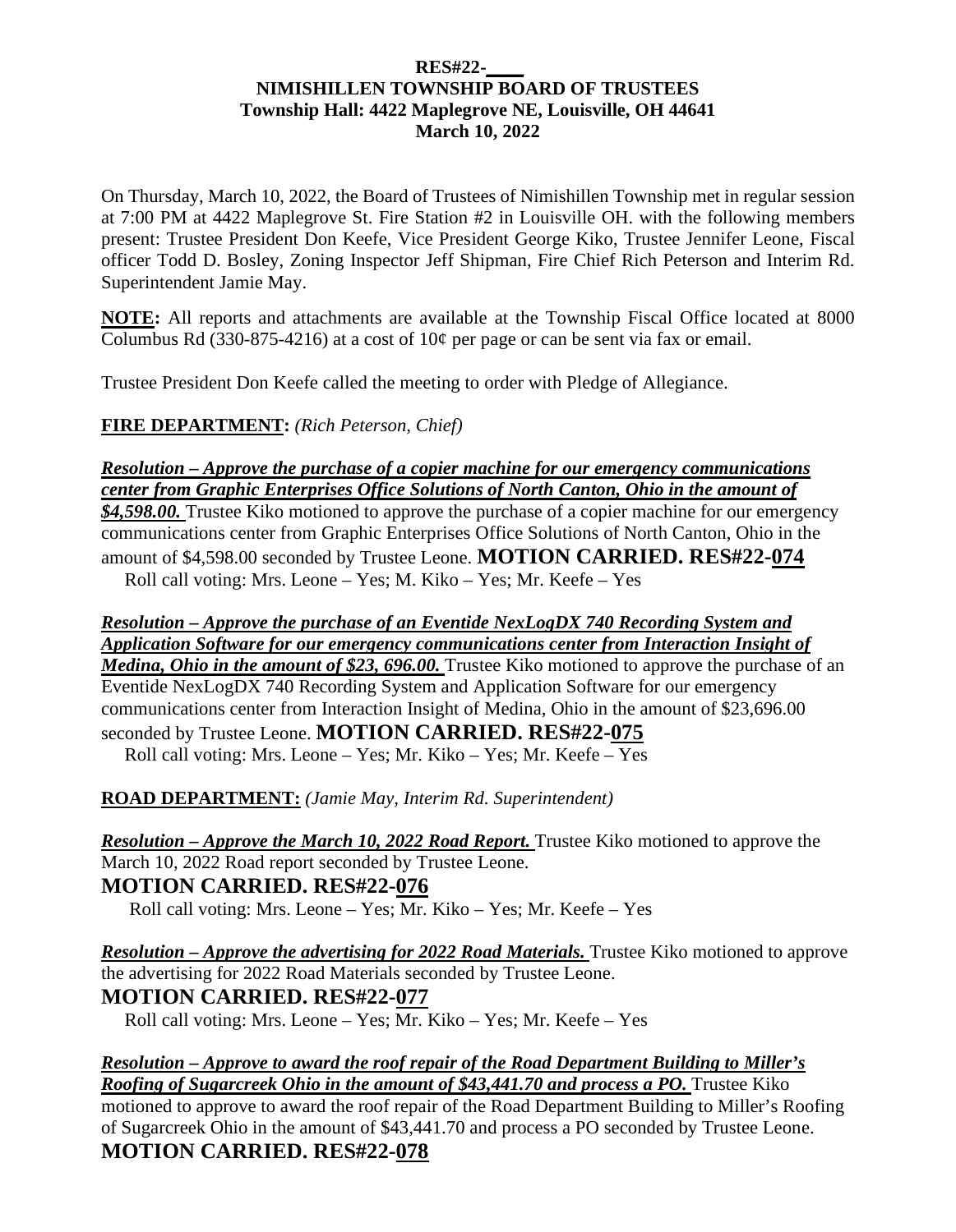**RES#22-____**
**NIMISHILLEN TOWNSHIP BOARD OF TRUSTEES**
**Township Hall: 4422 Maplegrove NE, Louisville, OH 44641**
**March 10, 2022**

On Thursday, March 10, 2022, the Board of Trustees of Nimishillen Township met in regular session at 7:00 PM at 4422 Maplegrove St. Fire Station #2 in Louisville OH. with the following members present: Trustee President Don Keefe, Vice President George Kiko, Trustee Jennifer Leone, Fiscal officer Todd D. Bosley, Zoning Inspector Jeff Shipman, Fire Chief Rich Peterson and Interim Rd. Superintendent Jamie May.

**NOTE:** All reports and attachments are available at the Township Fiscal Office located at 8000 Columbus Rd (330-875-4216) at a cost of 10¢ per page or can be sent via fax or email.

Trustee President Don Keefe called the meeting to order with Pledge of Allegiance.

**FIRE DEPARTMENT:** *(Rich Peterson, Chief)*

***Resolution – Approve the purchase of a copier machine for our emergency communications center from Graphic Enterprises Office Solutions of North Canton, Ohio in the amount of $4,598.00.*** Trustee Kiko motioned to approve the purchase of a copier machine for our emergency communications center from Graphic Enterprises Office Solutions of North Canton, Ohio in the amount of $4,598.00 seconded by Trustee Leone. **MOTION CARRIED. RES#22-074**
Roll call voting: Mrs. Leone – Yes; M. Kiko – Yes; Mr. Keefe – Yes

***Resolution – Approve the purchase of an Eventide NexLogDX 740 Recording System and Application Software for our emergency communications center from Interaction Insight of Medina, Ohio in the amount of $23, 696.00.*** Trustee Kiko motioned to approve the purchase of an Eventide NexLogDX 740 Recording System and Application Software for our emergency communications center from Interaction Insight of Medina, Ohio in the amount of $23,696.00 seconded by Trustee Leone. **MOTION CARRIED. RES#22-075**
Roll call voting: Mrs. Leone – Yes; Mr. Kiko – Yes; Mr. Keefe – Yes

**ROAD DEPARTMENT:** *(Jamie May, Interim Rd. Superintendent)*

***Resolution – Approve the March 10, 2022 Road Report.*** Trustee Kiko motioned to approve the March 10, 2022 Road report seconded by Trustee Leone.
**MOTION CARRIED. RES#22-076**
Roll call voting: Mrs. Leone – Yes; Mr. Kiko – Yes; Mr. Keefe – Yes

***Resolution – Approve the advertising for 2022 Road Materials.*** Trustee Kiko motioned to approve the advertising for 2022 Road Materials seconded by Trustee Leone.
**MOTION CARRIED. RES#22-077**
Roll call voting: Mrs. Leone – Yes; Mr. Kiko – Yes; Mr. Keefe – Yes

***Resolution – Approve to award the roof repair of the Road Department Building to Miller's Roofing of Sugarcreek Ohio in the amount of $43,441.70 and process a PO.*** Trustee Kiko motioned to approve to award the roof repair of the Road Department Building to Miller's Roofing of Sugarcreek Ohio in the amount of $43,441.70 and process a PO seconded by Trustee Leone.
**MOTION CARRIED. RES#22-078**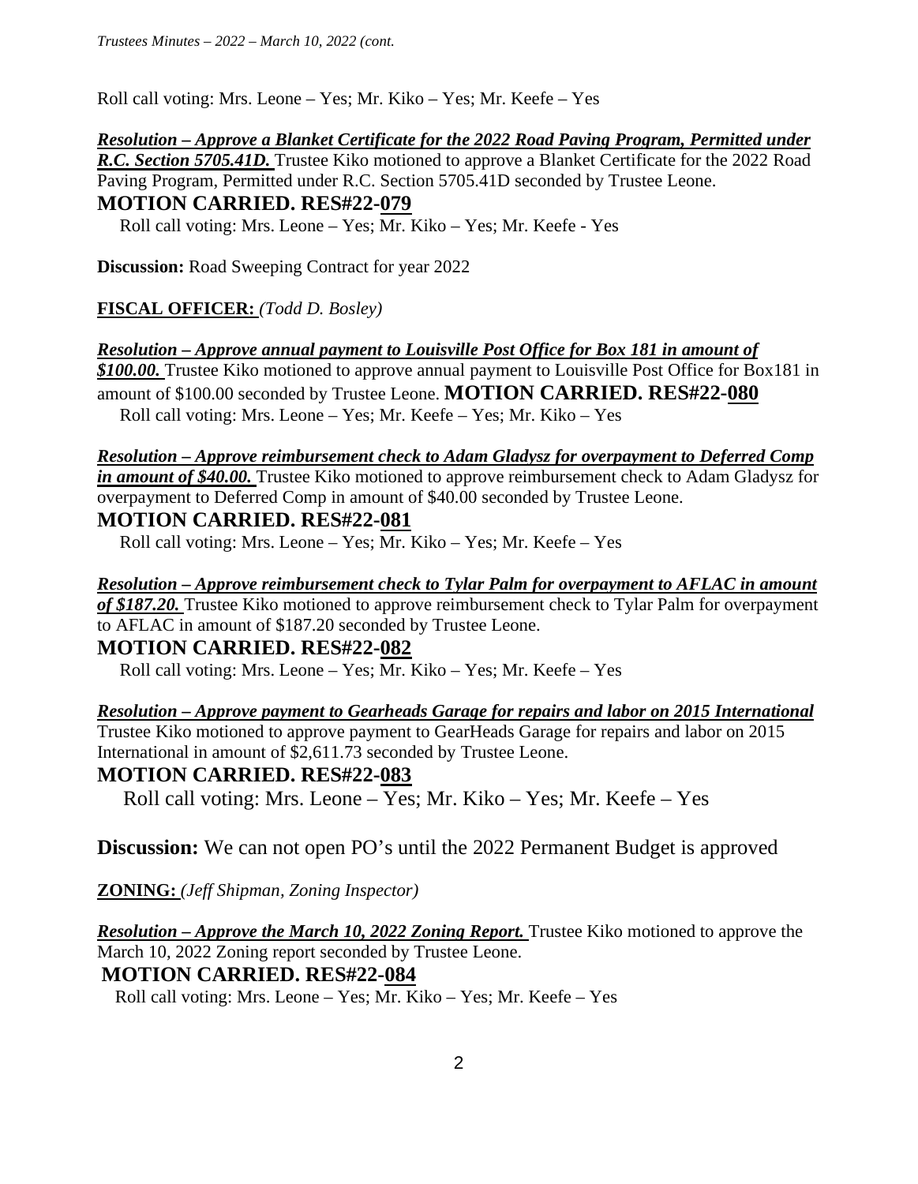Roll call voting: Mrs. Leone – Yes; Mr. Kiko – Yes; Mr. Keefe – Yes

***Resolution – Approve a Blanket Certificate for the 2022 Road Paving Program, Permitted under R.C. Section 5705.41D.*** Trustee Kiko motioned to approve a Blanket Certificate for the 2022 Road Paving Program, Permitted under R.C. Section 5705.41D seconded by Trustee Leone.

**MOTION CARRIED. RES#22-079**

Roll call voting: Mrs. Leone – Yes; Mr. Kiko – Yes; Mr. Keefe - Yes

**Discussion:** Road Sweeping Contract for year 2022

**FISCAL OFFICER:** *(Todd D. Bosley)*

***Resolution – Approve annual payment to Louisville Post Office for Box 181 in amount of $100.00.*** Trustee Kiko motioned to approve annual payment to Louisville Post Office for Box181 in amount of $100.00 seconded by Trustee Leone. **MOTION CARRIED. RES#22-080**

Roll call voting: Mrs. Leone – Yes; Mr. Keefe – Yes; Mr. Kiko – Yes

***Resolution – Approve reimbursement check to Adam Gladysz for overpayment to Deferred Comp in amount of $40.00.*** Trustee Kiko motioned to approve reimbursement check to Adam Gladysz for overpayment to Deferred Comp in amount of $40.00 seconded by Trustee Leone.

**MOTION CARRIED. RES#22-081**

Roll call voting: Mrs. Leone – Yes; Mr. Kiko – Yes; Mr. Keefe – Yes

***Resolution – Approve reimbursement check to Tylar Palm for overpayment to AFLAC in amount of $187.20.*** Trustee Kiko motioned to approve reimbursement check to Tylar Palm for overpayment to AFLAC in amount of $187.20 seconded by Trustee Leone.

**MOTION CARRIED. RES#22-082**

Roll call voting: Mrs. Leone – Yes; Mr. Kiko – Yes; Mr. Keefe – Yes

***Resolution – Approve payment to Gearheads Garage for repairs and labor on 2015 International*** Trustee Kiko motioned to approve payment to GearHeads Garage for repairs and labor on 2015 International in amount of $2,611.73 seconded by Trustee Leone.

**MOTION CARRIED. RES#22-083**

Roll call voting: Mrs. Leone – Yes; Mr. Kiko – Yes; Mr. Keefe – Yes

**Discussion:** We can not open PO's until the 2022 Permanent Budget is approved

**ZONING:** *(Jeff Shipman, Zoning Inspector)*

***Resolution – Approve the March 10, 2022 Zoning Report.*** Trustee Kiko motioned to approve the March 10, 2022 Zoning report seconded by Trustee Leone.

**MOTION CARRIED. RES#22-084**

Roll call voting: Mrs. Leone – Yes; Mr. Kiko – Yes; Mr. Keefe – Yes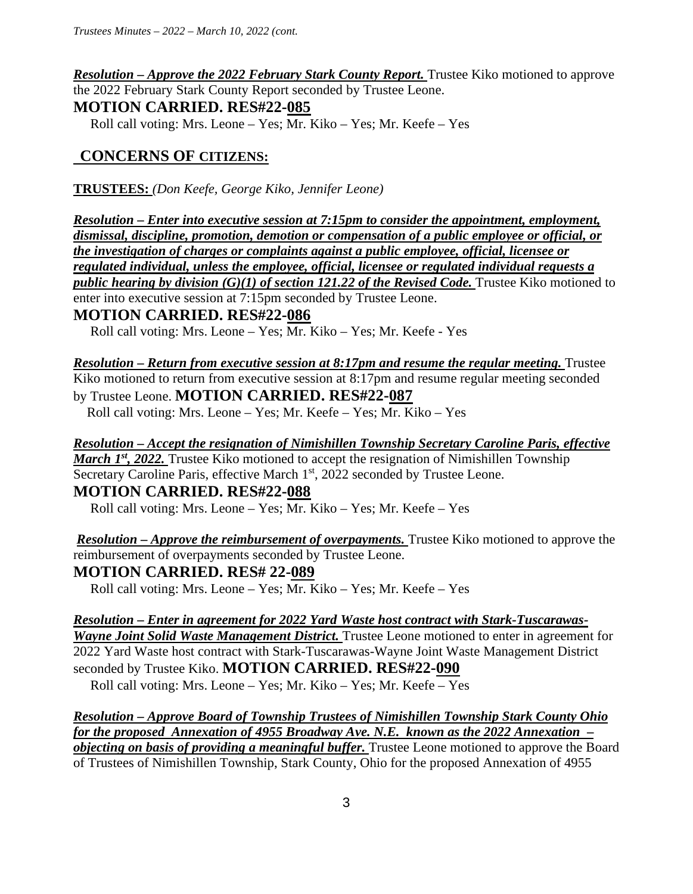***Resolution – Approve the 2022 February Stark County Report.*** Trustee Kiko motioned to approve the 2022 February Stark County Report seconded by Trustee Leone.

**MOTION CARRIED. RES#22-085**

Roll call voting: Mrs. Leone – Yes; Mr. Kiko – Yes; Mr. Keefe – Yes

## CONCERNS OF CITIZENS:

**TRUSTEES:** *(Don Keefe, George Kiko, Jennifer Leone)*

***Resolution – Enter into executive session at 7:15pm to consider the appointment, employment, dismissal, discipline, promotion, demotion or compensation of a public employee or official, or the investigation of charges or complaints against a public employee, official, licensee or regulated individual, unless the employee, official, licensee or regulated individual requests a public hearing by division (G)(1) of section 121.22 of the Revised Code.*** Trustee Kiko motioned to enter into executive session at 7:15pm seconded by Trustee Leone.

**MOTION CARRIED. RES#22-086**

Roll call voting: Mrs. Leone – Yes; Mr. Kiko – Yes; Mr. Keefe - Yes

***Resolution – Return from executive session at 8:17pm and resume the regular meeting.*** Trustee Kiko motioned to return from executive session at 8:17pm and resume regular meeting seconded by Trustee Leone. **MOTION CARRIED. RES#22-087**

Roll call voting: Mrs. Leone – Yes; Mr. Keefe – Yes; Mr. Kiko – Yes

***Resolution – Accept the resignation of Nimishillen Township Secretary Caroline Paris, effective March 1st, 2022.*** Trustee Kiko motioned to accept the resignation of Nimishillen Township Secretary Caroline Paris, effective March 1st, 2022 seconded by Trustee Leone.

**MOTION CARRIED. RES#22-088**

Roll call voting: Mrs. Leone – Yes; Mr. Kiko – Yes; Mr. Keefe – Yes

***Resolution – Approve the reimbursement of overpayments.*** Trustee Kiko motioned to approve the reimbursement of overpayments seconded by Trustee Leone.

**MOTION CARRIED. RES# 22-089**

Roll call voting: Mrs. Leone – Yes; Mr. Kiko – Yes; Mr. Keefe – Yes

***Resolution – Enter in agreement for 2022 Yard Waste host contract with Stark-Tuscarawas-Wayne Joint Solid Waste Management District.*** Trustee Leone motioned to enter in agreement for 2022 Yard Waste host contract with Stark-Tuscarawas-Wayne Joint Waste Management District seconded by Trustee Kiko. **MOTION CARRIED. RES#22-090**

Roll call voting: Mrs. Leone – Yes; Mr. Kiko – Yes; Mr. Keefe – Yes

***Resolution – Approve Board of Township Trustees of Nimishillen Township Stark County Ohio for the proposed Annexation of 4955 Broadway Ave. N.E. known as the 2022 Annexation – objecting on basis of providing a meaningful buffer.*** Trustee Leone motioned to approve the Board of Trustees of Nimishillen Township, Stark County, Ohio for the proposed Annexation of 4955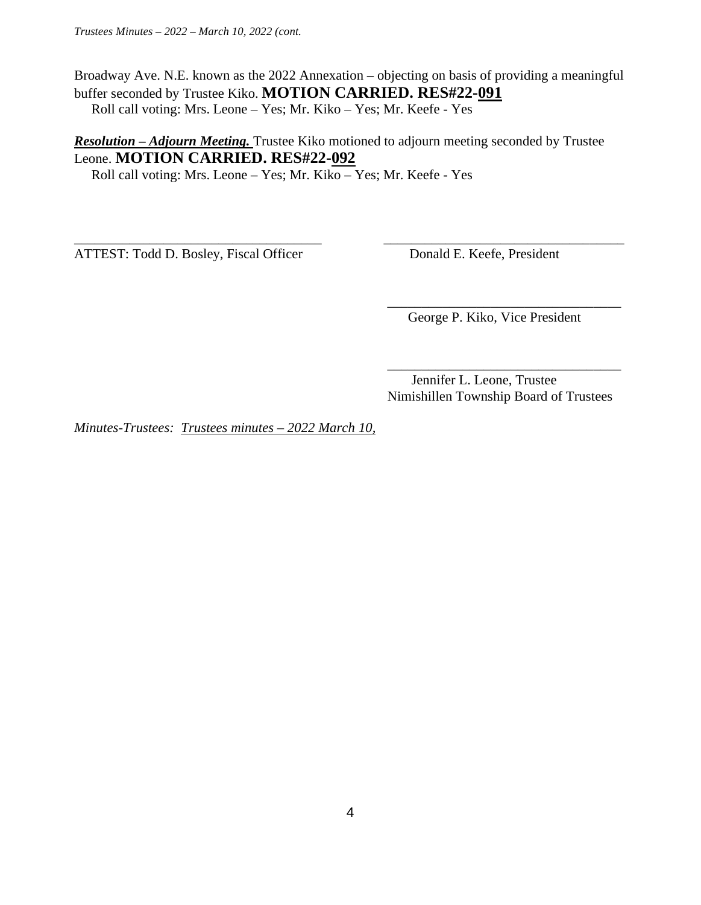Broadway Ave. N.E. known as the 2022 Annexation – objecting on basis of providing a meaningful buffer seconded by Trustee Kiko. **MOTION CARRIED. RES#22-091**

Roll call voting: Mrs. Leone – Yes; Mr. Kiko – Yes; Mr. Keefe - Yes

***Resolution – Adjourn Meeting.*** Trustee Kiko motioned to adjourn meeting seconded by Trustee Leone. **MOTION CARRIED. RES#22-092**

Roll call voting: Mrs. Leone – Yes; Mr. Kiko – Yes; Mr. Keefe - Yes

\_\_\_\_\_\_\_\_\_\_\_\_\_\_\_\_\_\_\_\_\_\_\_\_\_\_\_\_\_\_\_\_\_\_\_\_
ATTEST: Todd D. Bosley, Fiscal Officer

\_\_\_\_\_\_\_\_\_\_\_\_\_\_\_\_\_\_\_\_\_\_\_\_\_\_\_\_\_\_\_\_\_\_\_\_
Donald E. Keefe, President

\_\_\_\_\_\_\_\_\_\_\_\_\_\_\_\_\_\_\_\_\_\_\_\_\_\_\_\_\_\_\_\_\_\_\_\_
George P. Kiko, Vice President

\_\_\_\_\_\_\_\_\_\_\_\_\_\_\_\_\_\_\_\_\_\_\_\_\_\_\_\_\_\_\_\_\_\_\_\_
Jennifer L. Leone, Trustee
Nimishillen Township Board of Trustees

*Minutes-Trustees: Trustees minutes – 2022 March 10,*